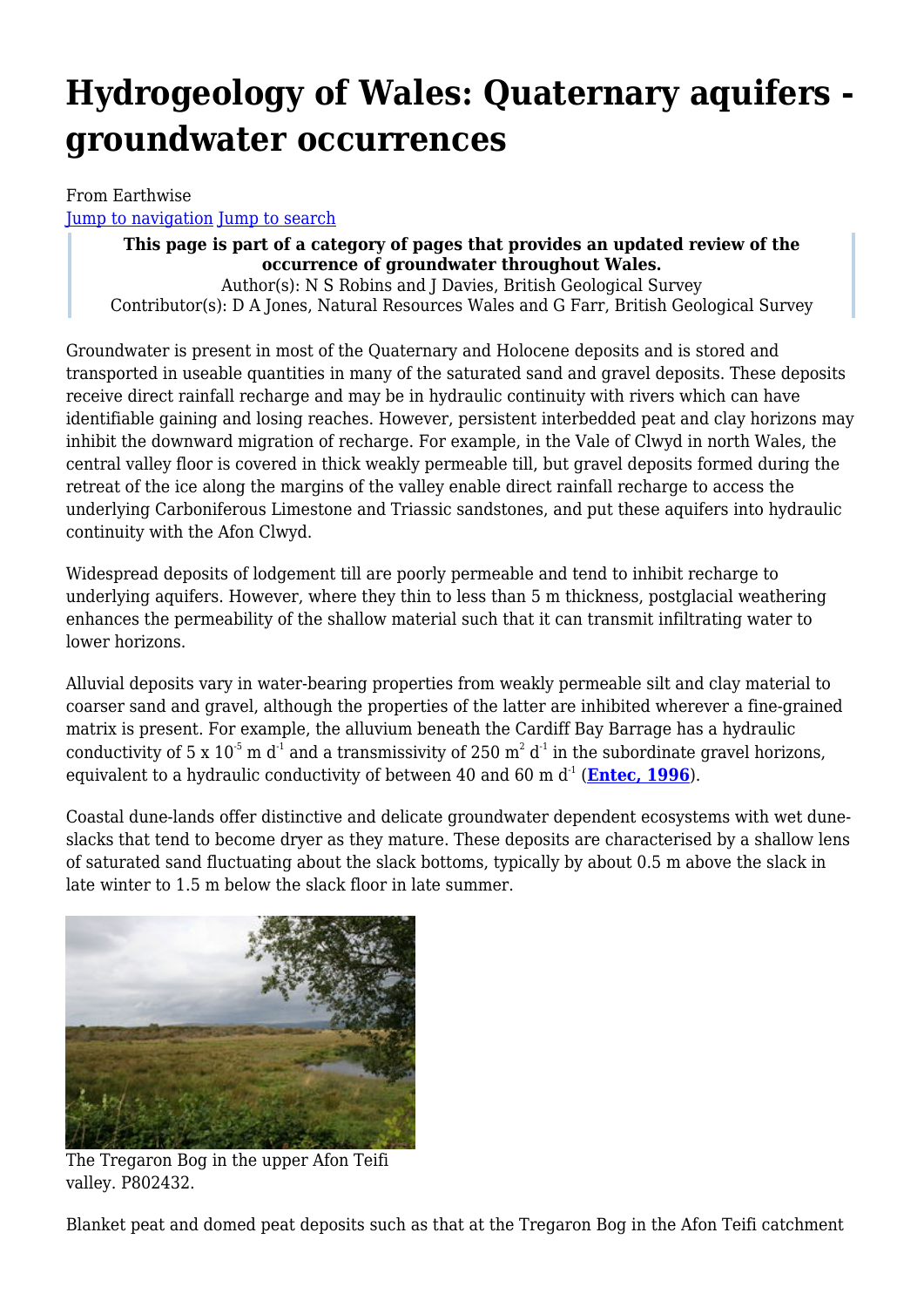# Hydrogeology of Wales: Quaternary aquifers - groundwater occurrences

From Earthwise

Jump to navigation Jump to search

> **This page is part of a category of pages that provides an updated review of the occurrence of groundwater throughout Wales.**
> Author(s): N S Robins and J Davies, British Geological Survey
> Contributor(s): D A Jones, Natural Resources Wales and G Farr, British Geological Survey

Groundwater is present in most of the Quaternary and Holocene deposits and is stored and transported in useable quantities in many of the saturated sand and gravel deposits. These deposits receive direct rainfall recharge and may be in hydraulic continuity with rivers which can have identifiable gaining and losing reaches. However, persistent interbedded peat and clay horizons may inhibit the downward migration of recharge. For example, in the Vale of Clwyd in north Wales, the central valley floor is covered in thick weakly permeable till, but gravel deposits formed during the retreat of the ice along the margins of the valley enable direct rainfall recharge to access the underlying Carboniferous Limestone and Triassic sandstones, and put these aquifers into hydraulic continuity with the Afon Clwyd.

Widespread deposits of lodgement till are poorly permeable and tend to inhibit recharge to underlying aquifers. However, where they thin to less than 5 m thickness, postglacial weathering enhances the permeability of the shallow material such that it can transmit infiltrating water to lower horizons.

Alluvial deposits vary in water-bearing properties from weakly permeable silt and clay material to coarser sand and gravel, although the properties of the latter are inhibited wherever a fine-grained matrix is present. For example, the alluvium beneath the Cardiff Bay Barrage has a hydraulic conductivity of $5 \times 10^{-5}$ m $d^{-1}$ and a transmissivity of 250 $m^2$ $d^{-1}$ in the subordinate gravel horizons, equivalent to a hydraulic conductivity of between 40 and 60 m $d^{-1}$ (**Entec, 1996**).

Coastal dune-lands offer distinctive and delicate groundwater dependent ecosystems with wet dune-slacks that tend to become dryer as they mature. These deposits are characterised by a shallow lens of saturated sand fluctuating about the slack bottoms, typically by about 0.5 m above the slack in late winter to 1.5 m below the slack floor in late summer.

The Tregaron Bog in the upper Afon Teifi valley. P802432.

Blanket peat and domed peat deposits such as that at the Tregaron Bog in the Afon Teifi catchment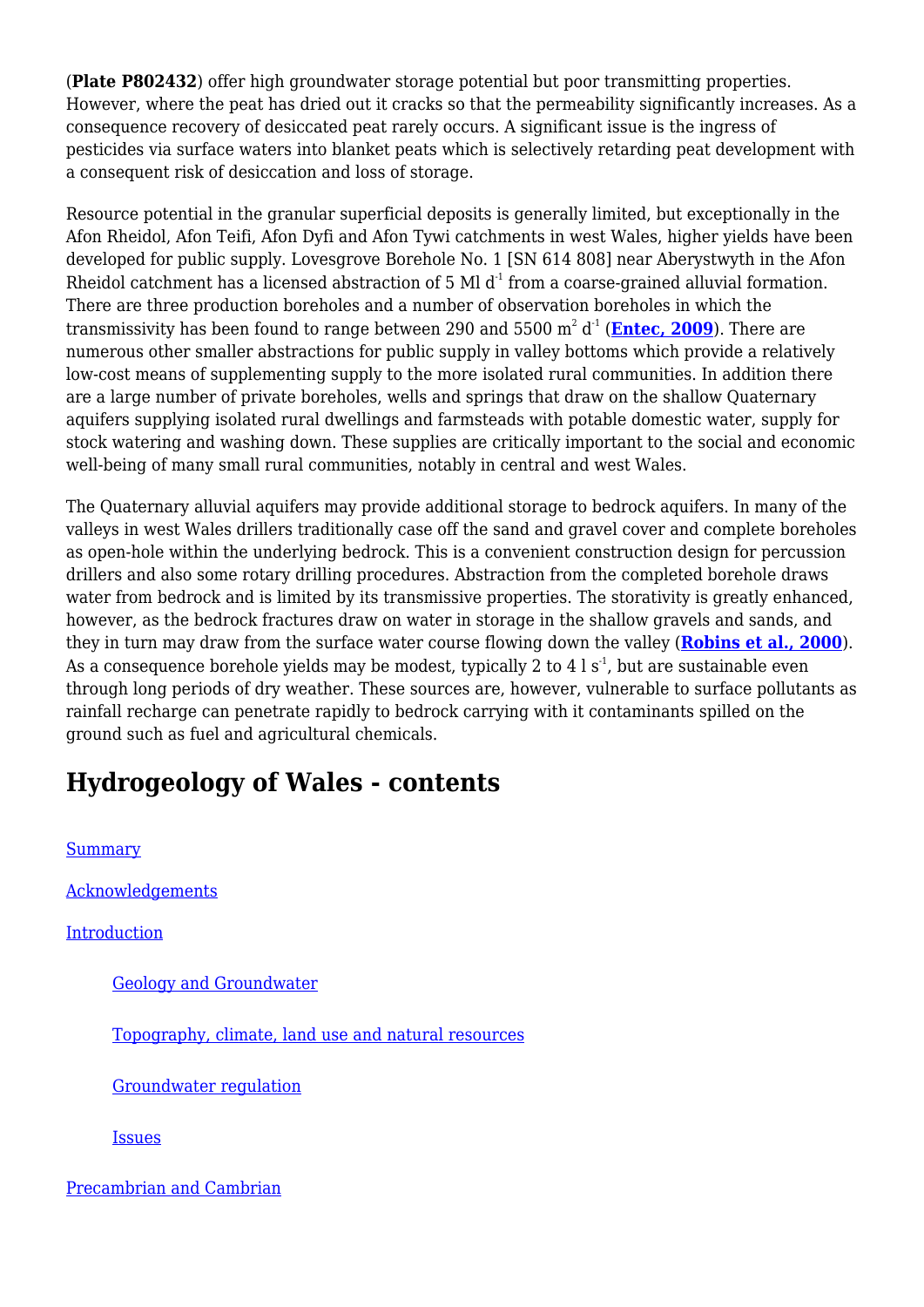(**Plate P802432**) offer high groundwater storage potential but poor transmitting properties. However, where the peat has dried out it cracks so that the permeability significantly increases. As a consequence recovery of desiccated peat rarely occurs. A significant issue is the ingress of pesticides via surface waters into blanket peats which is selectively retarding peat development with a consequent risk of desiccation and loss of storage.

Resource potential in the granular superficial deposits is generally limited, but exceptionally in the Afon Rheidol, Afon Teifi, Afon Dyfi and Afon Tywi catchments in west Wales, higher yields have been developed for public supply. Lovesgrove Borehole No. 1 [SN 614 808] near Aberystwyth in the Afon Rheidol catchment has a licensed abstraction of 5 Ml $d^{-1}$ from a coarse-grained alluvial formation. There are three production boreholes and a number of observation boreholes in which the transmissivity has been found to range between 290 and 5500 $m^2$ $d^{-1}$ (**Entec, 2009**). There are numerous other smaller abstractions for public supply in valley bottoms which provide a relatively low-cost means of supplementing supply to the more isolated rural communities. In addition there are a large number of private boreholes, wells and springs that draw on the shallow Quaternary aquifers supplying isolated rural dwellings and farmsteads with potable domestic water, supply for stock watering and washing down. These supplies are critically important to the social and economic well-being of many small rural communities, notably in central and west Wales.

The Quaternary alluvial aquifers may provide additional storage to bedrock aquifers. In many of the valleys in west Wales drillers traditionally case off the sand and gravel cover and complete boreholes as open-hole within the underlying bedrock. This is a convenient construction design for percussion drillers and also some rotary drilling procedures. Abstraction from the completed borehole draws water from bedrock and is limited by its transmissive properties. The storativity is greatly enhanced, however, as the bedrock fractures draw on water in storage in the shallow gravels and sands, and they in turn may draw from the surface water course flowing down the valley (**Robins et al., 2000**). As a consequence borehole yields may be modest, typically 2 to 4 l $s^{-1}$, but are sustainable even through long periods of dry weather. These sources are, however, vulnerable to surface pollutants as rainfall recharge can penetrate rapidly to bedrock carrying with it contaminants spilled on the ground such as fuel and agricultural chemicals.

## Hydrogeology of Wales - contents

Summary

Acknowledgements

Introduction

- Geology and Groundwater
- Topography, climate, land use and natural resources
- Groundwater regulation
- Issues

Precambrian and Cambrian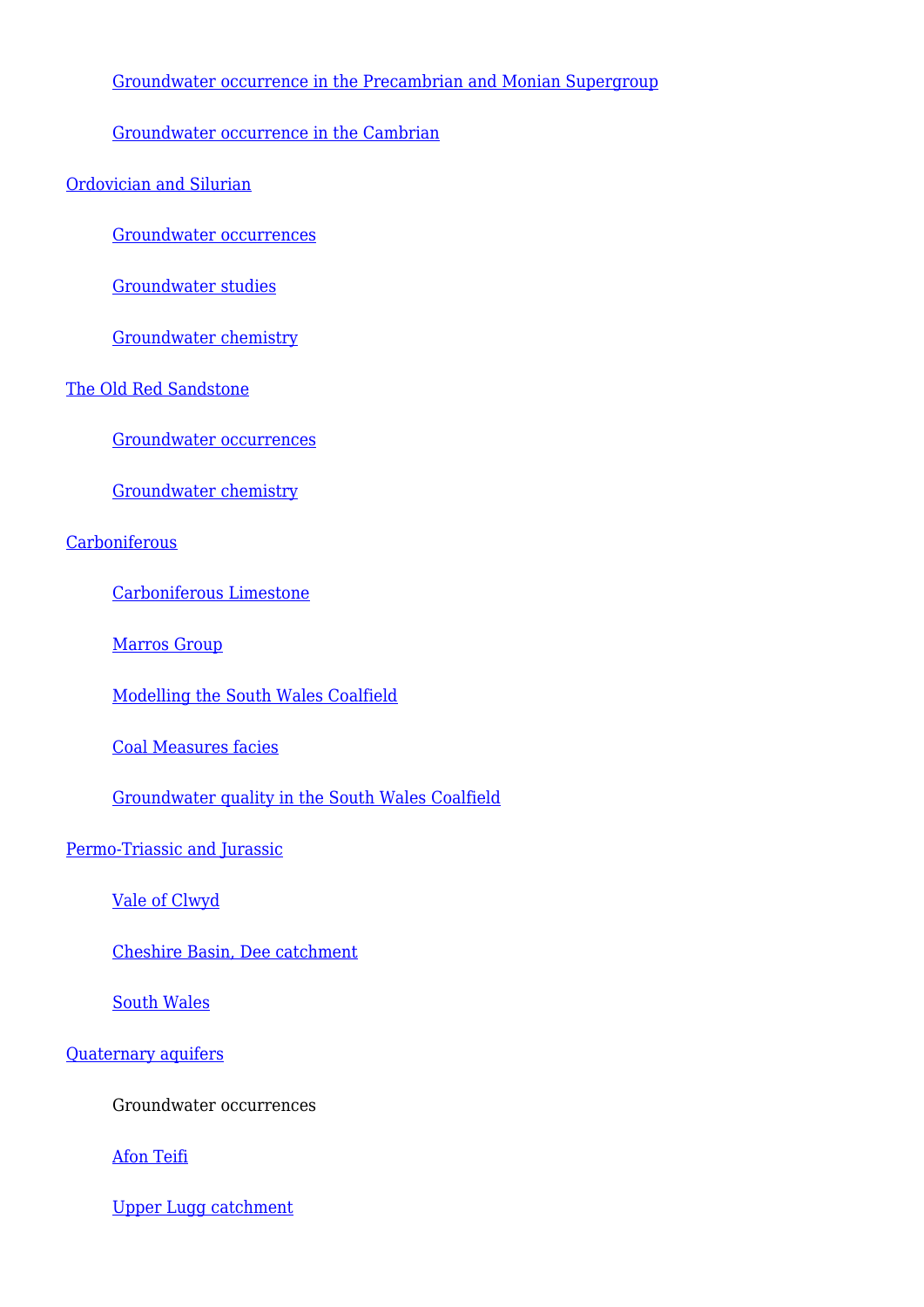- [Groundwater occurrence in the Precambrian and Monian Supergroup]
- [Groundwater occurrence in the Cambrian]

[Ordovician and Silurian]

- [Groundwater occurrences]
- [Groundwater studies]
- [Groundwater chemistry]

[The Old Red Sandstone]

- [Groundwater occurrences]
- [Groundwater chemistry]

[Carboniferous]

- [Carboniferous Limestone]
- [Marros Group]
- [Modelling the South Wales Coalfield]
- [Coal Measures facies]
- [Groundwater quality in the South Wales Coalfield]

[Permo-Triassic and Jurassic]

- [Vale of Clwyd]
- [Cheshire Basin, Dee catchment]
- [South Wales]

[Quaternary aquifers]

- Groundwater occurrences
- [Afon Teifi]
- [Upper Lugg catchment]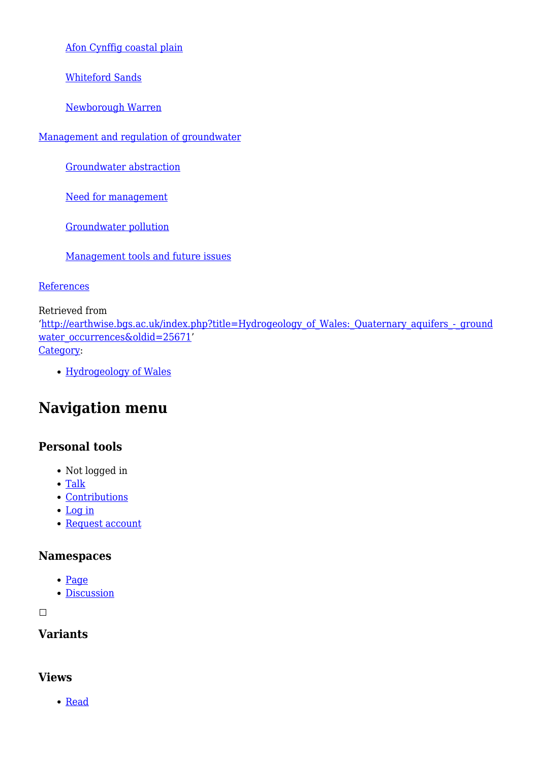- Afon Cynffig coastal plain
    - Whiteford Sands
    - Newborough Warren
- Management and regulation of groundwater
    - Groundwater abstraction
    - Need for management
    - Groundwater pollution
    - Management tools and future issues
- References

Retrieved from 'http://earthwise.bgs.ac.uk/index.php?title=Hydrogeology_of_Wales:_Quaternary_aquifers_-_groundwater_occurrences&oldid=25671'
Category:

- Hydrogeology of Wales

## Navigation menu

### Personal tools

- Not logged in
- Talk
- Contributions
- Log in
- Request account

### Namespaces

- Page
- Discussion

☐

### Variants

### Views

- Read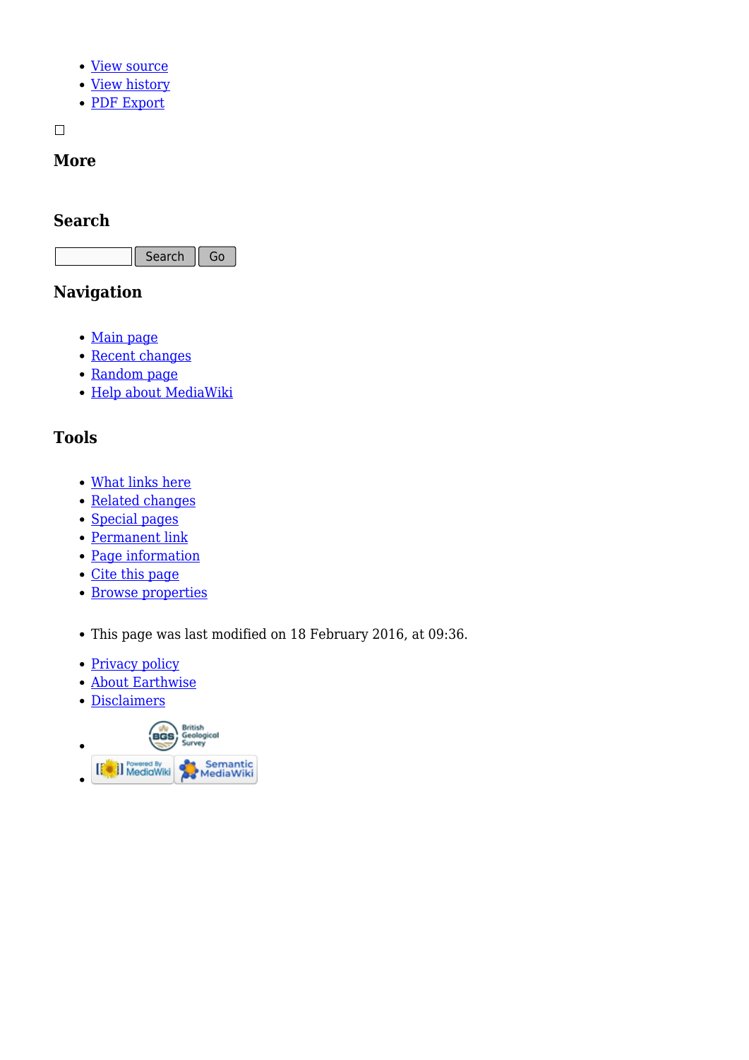- View source
- View history
- PDF Export

☐

## More

## Search

Search Go

## Navigation

- Main page
- Recent changes
- Random page
- Help about MediaWiki

## Tools

- What links here
- Related changes
- Special pages
- Permanent link
- Page information
- Cite this page
- Browse properties

- This page was last modified on 18 February 2016, at 09:36.

- Privacy policy
- About Earthwise
- Disclaimers